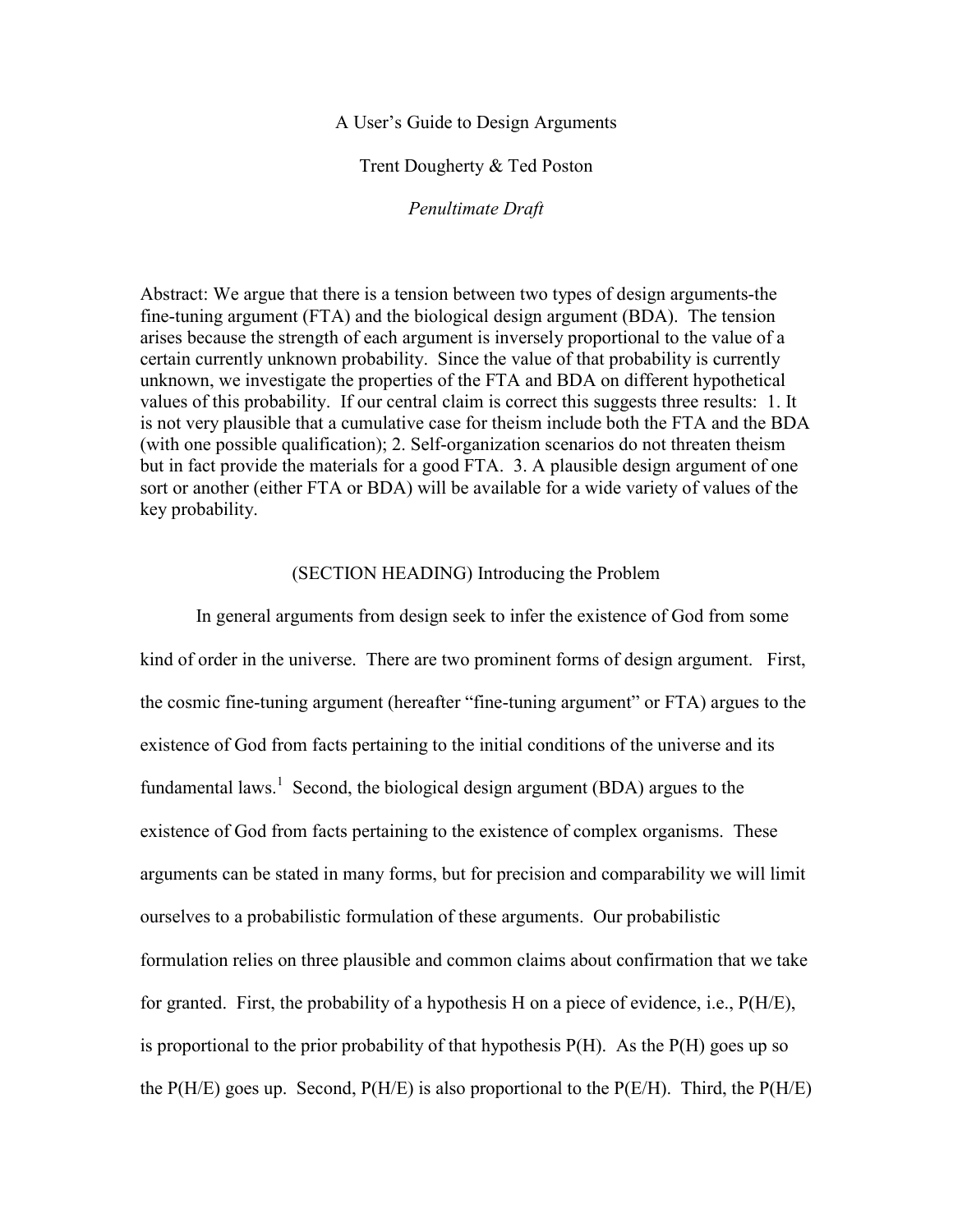# A User's Guide to Design Arguments

Trent Dougherty & Ted Poston

*Penultimate Draft*

Abstract: We argue that there is a tension between two types of design arguments-the fine-tuning argument (FTA) and the biological design argument (BDA). The tension arises because the strength of each argument is inversely proportional to the value of a certain currently unknown probability. Since the value of that probability is currently unknown, we investigate the properties of the FTA and BDA on different hypothetical values of this probability. If our central claim is correct this suggests three results: 1. It is not very plausible that a cumulative case for theism include both the FTA and the BDA (with one possible qualification); 2. Self-organization scenarios do not threaten theism but in fact provide the materials for a good FTA. 3. A plausible design argument of one sort or another (either FTA or BDA) will be available for a wide variety of values of the key probability.

## (SECTION HEADING) Introducing the Problem

In general arguments from design seek to infer the existence of God from some kind of order in the universe. There are two prominent forms of design argument. First, the cosmic fine-tuning argument (hereafter "fine-tuning argument" or FTA) argues to the existence of God from facts pertaining to the initial conditions of the universe and its fundamental laws.[1] Second, the biological design argument (BDA) argues to the existence of God from facts pertaining to the existence of complex organisms. These arguments can be stated in many forms, but for precision and comparability we will limit ourselves to a probabilistic formulation of these arguments. Our probabilistic formulation relies on three plausible and common claims about confirmation that we take for granted. First, the probability of a hypothesis H on a piece of evidence, i.e., P(H/E), is proportional to the prior probability of that hypothesis P(H). As the P(H) goes up so the P(H/E) goes up. Second, P(H/E) is also proportional to the P(E/H). Third, the P(H/E)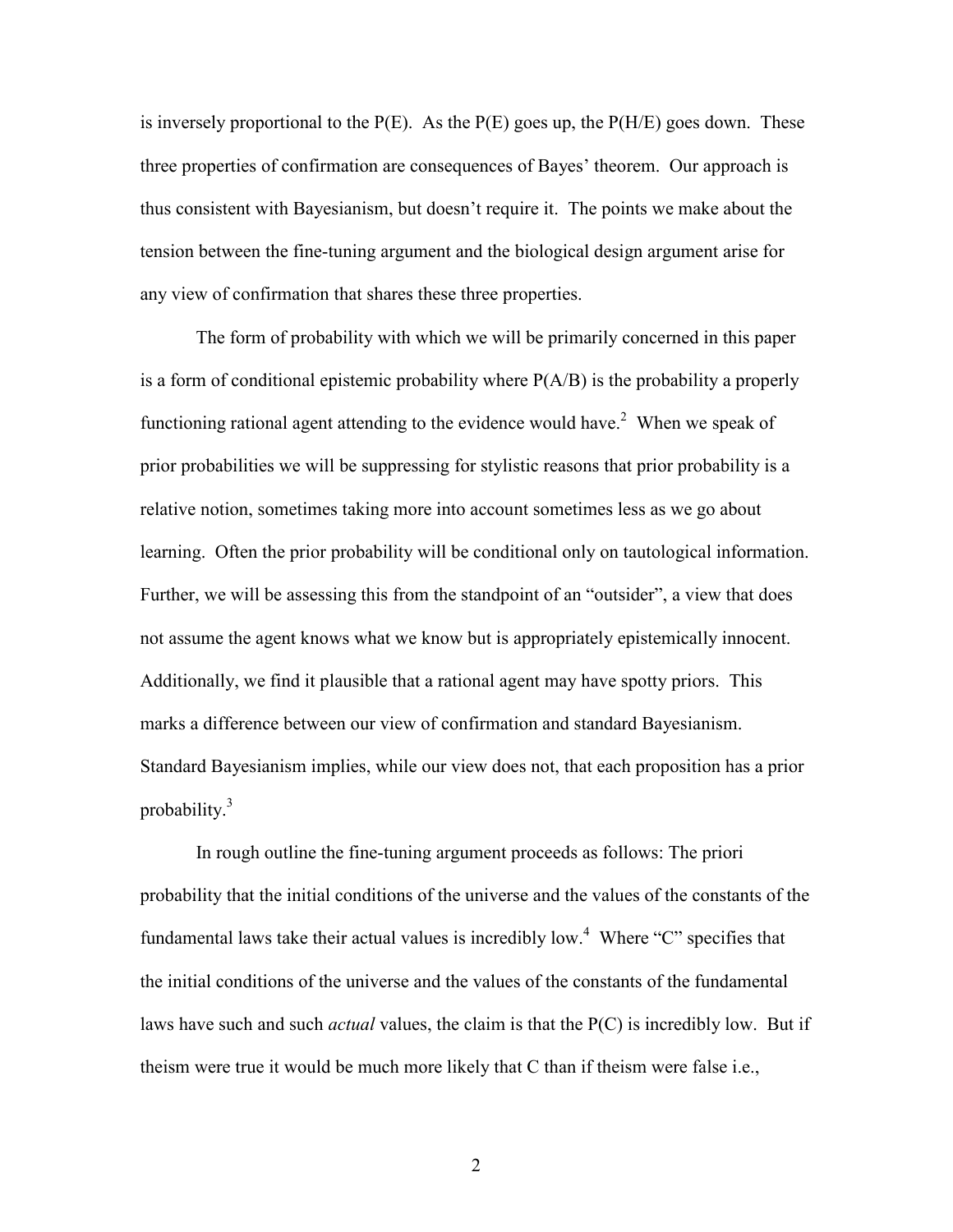is inversely proportional to the P(E). As the P(E) goes up, the P(H/E) goes down. These three properties of confirmation are consequences of Bayes' theorem. Our approach is thus consistent with Bayesianism, but doesn't require it. The points we make about the tension between the fine-tuning argument and the biological design argument arise for any view of confirmation that shares these three properties.

The form of probability with which we will be primarily concerned in this paper is a form of conditional epistemic probability where P(A/B) is the probability a properly functioning rational agent attending to the evidence would have.[2] When we speak of prior probabilities we will be suppressing for stylistic reasons that prior probability is a relative notion, sometimes taking more into account sometimes less as we go about learning. Often the prior probability will be conditional only on tautological information. Further, we will be assessing this from the standpoint of an "outsider", a view that does not assume the agent knows what we know but is appropriately epistemically innocent. Additionally, we find it plausible that a rational agent may have spotty priors. This marks a difference between our view of confirmation and standard Bayesianism. Standard Bayesianism implies, while our view does not, that each proposition has a prior probability.[3]

In rough outline the fine-tuning argument proceeds as follows: The priori probability that the initial conditions of the universe and the values of the constants of the fundamental laws take their actual values is incredibly low.[4] Where "C" specifies that the initial conditions of the universe and the values of the constants of the fundamental laws have such and such *actual* values, the claim is that the P(C) is incredibly low. But if theism were true it would be much more likely that C than if theism were false i.e.,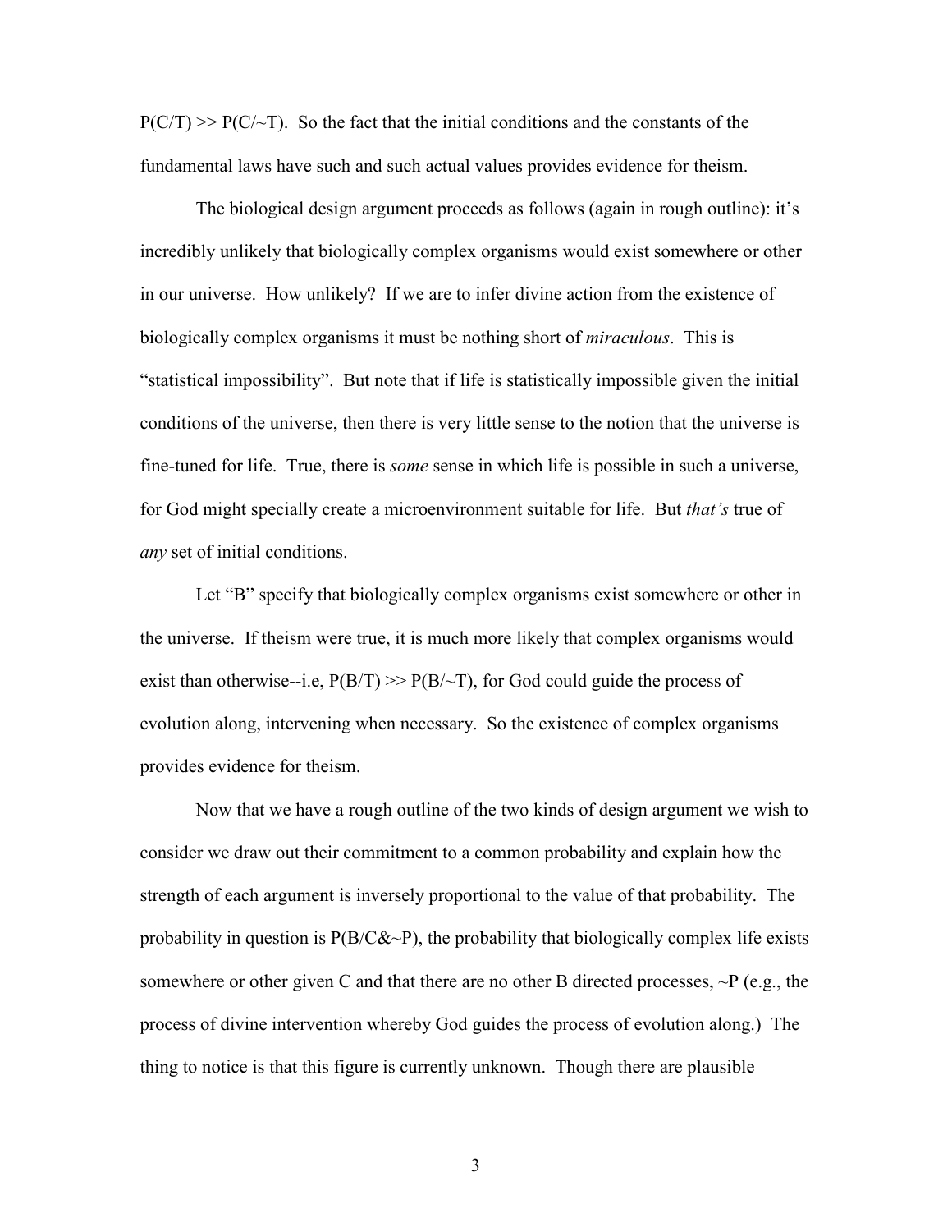$P(C/T) >> P(C/{\sim}T)$. So the fact that the initial conditions and the constants of the fundamental laws have such and such actual values provides evidence for theism.

The biological design argument proceeds as follows (again in rough outline): it's incredibly unlikely that biologically complex organisms would exist somewhere or other in our universe. How unlikely? If we are to infer divine action from the existence of biologically complex organisms it must be nothing short of *miraculous*. This is "statistical impossibility". But note that if life is statistically impossible given the initial conditions of the universe, then there is very little sense to the notion that the universe is fine-tuned for life. True, there is *some* sense in which life is possible in such a universe, for God might specially create a microenvironment suitable for life. But *that's* true of *any* set of initial conditions.

Let "B" specify that biologically complex organisms exist somewhere or other in the universe. If theism were true, it is much more likely that complex organisms would exist than otherwise--i.e, $P(B/T) >> P(B/{\sim}T)$, for God could guide the process of evolution along, intervening when necessary. So the existence of complex organisms provides evidence for theism.

Now that we have a rough outline of the two kinds of design argument we wish to consider we draw out their commitment to a common probability and explain how the strength of each argument is inversely proportional to the value of that probability. The probability in question is $P(B/C\&{\sim}P)$, the probability that biologically complex life exists somewhere or other given C and that there are no other B directed processes, ~P (e.g., the process of divine intervention whereby God guides the process of evolution along.) The thing to notice is that this figure is currently unknown. Though there are plausible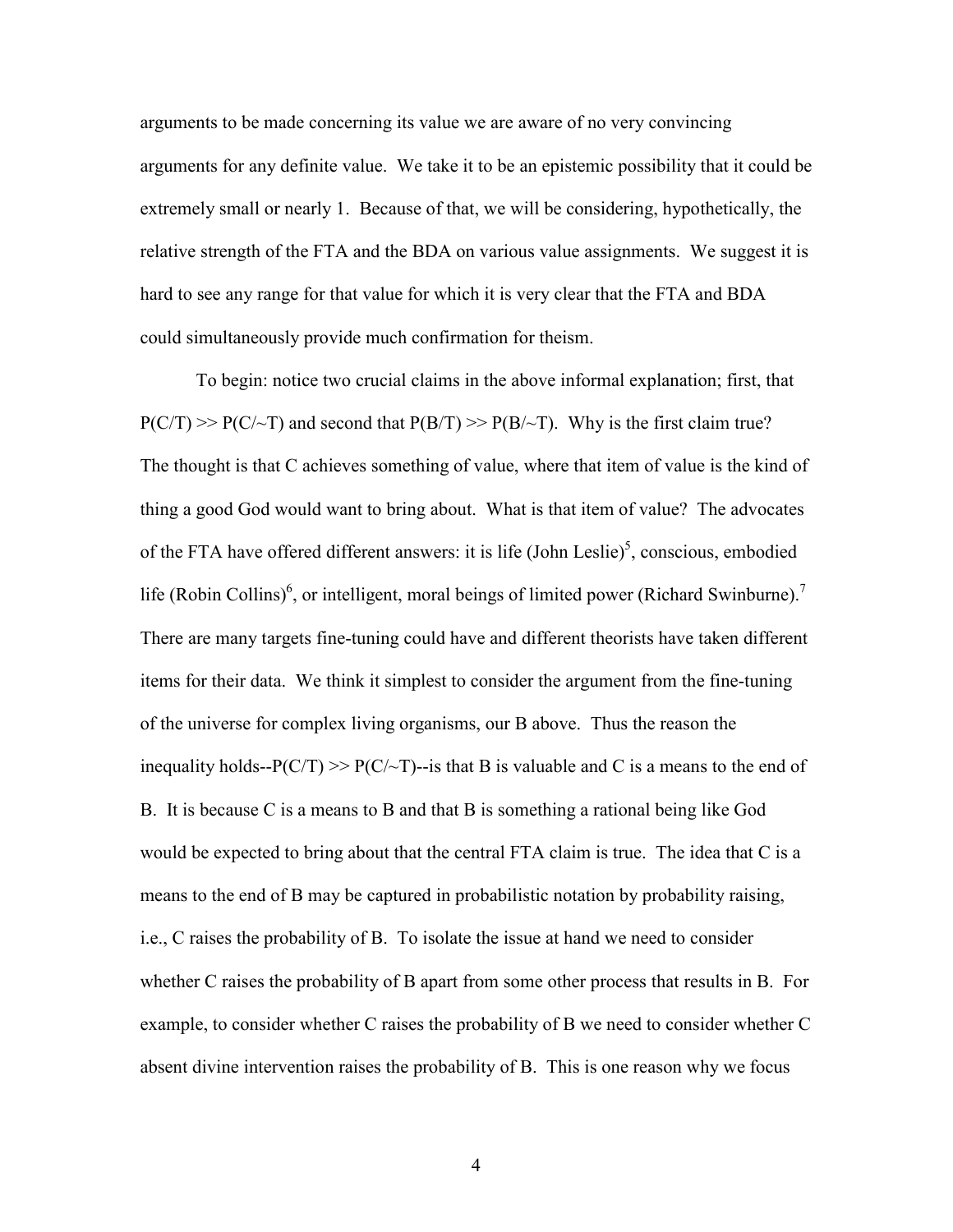arguments to be made concerning its value we are aware of no very convincing arguments for any definite value. We take it to be an epistemic possibility that it could be extremely small or nearly 1. Because of that, we will be considering, hypothetically, the relative strength of the FTA and the BDA on various value assignments. We suggest it is hard to see any range for that value for which it is very clear that the FTA and BDA could simultaneously provide much confirmation for theism.

To begin: notice two crucial claims in the above informal explanation; first, that $P(C/T) >> P(C/{\sim}T)$ and second that $P(B/T) >> P(B/{\sim}T)$. Why is the first claim true? The thought is that C achieves something of value, where that item of value is the kind of thing a good God would want to bring about. What is that item of value? The advocates of the FTA have offered different answers: it is life (John Leslie)[5], conscious, embodied life (Robin Collins)[6], or intelligent, moral beings of limited power (Richard Swinburne).[7] There are many targets fine-tuning could have and different theorists have taken different items for their data. We think it simplest to consider the argument from the fine-tuning of the universe for complex living organisms, our B above. Thus the reason the inequality holds--$P(C/T) >> P(C/{\sim}T)$--is that B is valuable and C is a means to the end of B. It is because C is a means to B and that B is something a rational being like God would be expected to bring about that the central FTA claim is true. The idea that C is a means to the end of B may be captured in probabilistic notation by probability raising, i.e., C raises the probability of B. To isolate the issue at hand we need to consider whether C raises the probability of B apart from some other process that results in B. For example, to consider whether C raises the probability of B we need to consider whether C absent divine intervention raises the probability of B. This is one reason why we focus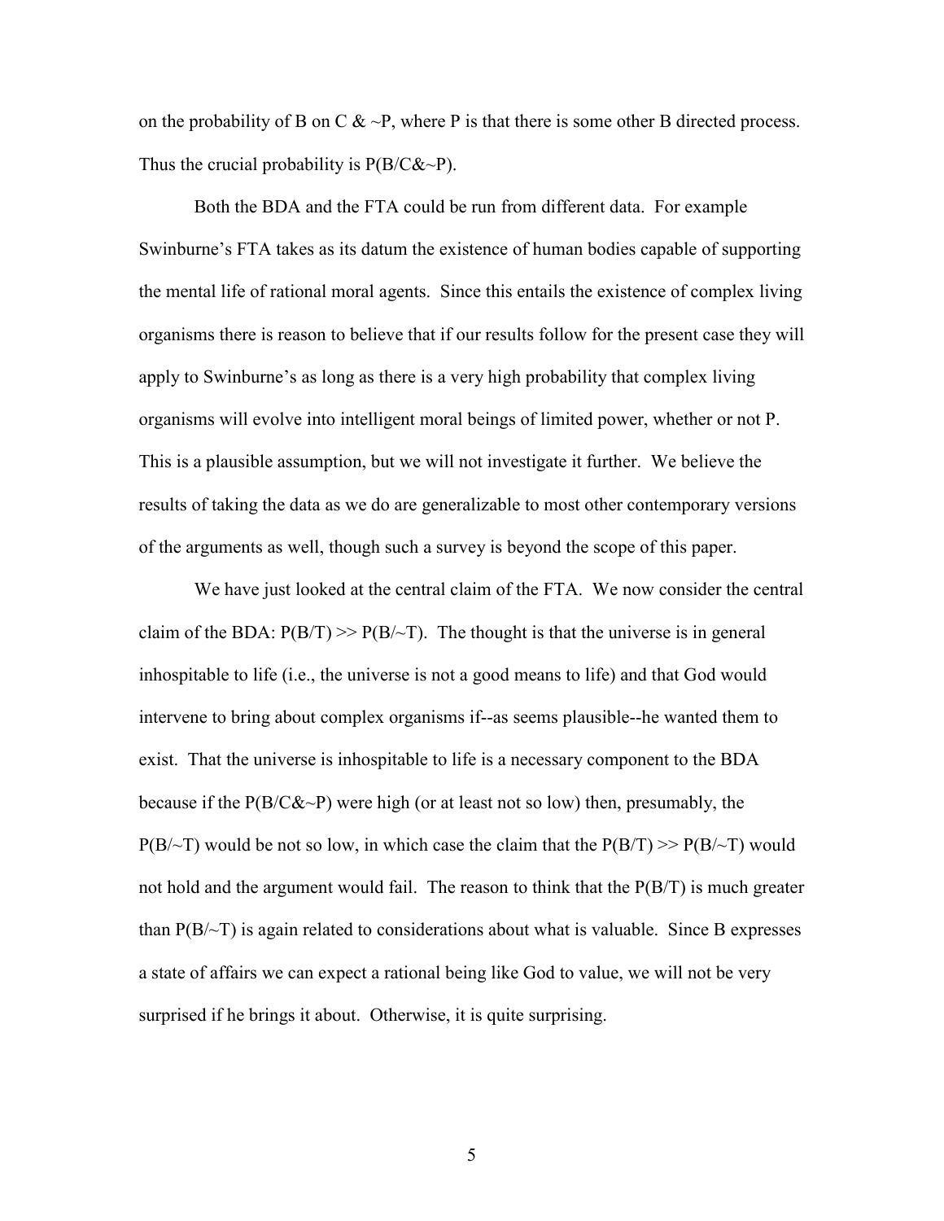on the probability of B on C & ~P, where P is that there is some other B directed process. Thus the crucial probability is P(B/C&~P).

Both the BDA and the FTA could be run from different data. For example Swinburne's FTA takes as its datum the existence of human bodies capable of supporting the mental life of rational moral agents. Since this entails the existence of complex living organisms there is reason to believe that if our results follow for the present case they will apply to Swinburne's as long as there is a very high probability that complex living organisms will evolve into intelligent moral beings of limited power, whether or not P. This is a plausible assumption, but we will not investigate it further. We believe the results of taking the data as we do are generalizable to most other contemporary versions of the arguments as well, though such a survey is beyond the scope of this paper.

We have just looked at the central claim of the FTA. We now consider the central claim of the BDA: P(B/T) >> P(B/~T). The thought is that the universe is in general inhospitable to life (i.e., the universe is not a good means to life) and that God would intervene to bring about complex organisms if--as seems plausible--he wanted them to exist. That the universe is inhospitable to life is a necessary component to the BDA because if the P(B/C&~P) were high (or at least not so low) then, presumably, the P(B/~T) would be not so low, in which case the claim that the P(B/T) >> P(B/~T) would not hold and the argument would fail. The reason to think that the P(B/T) is much greater than P(B/~T) is again related to considerations about what is valuable. Since B expresses a state of affairs we can expect a rational being like God to value, we will not be very surprised if he brings it about. Otherwise, it is quite surprising.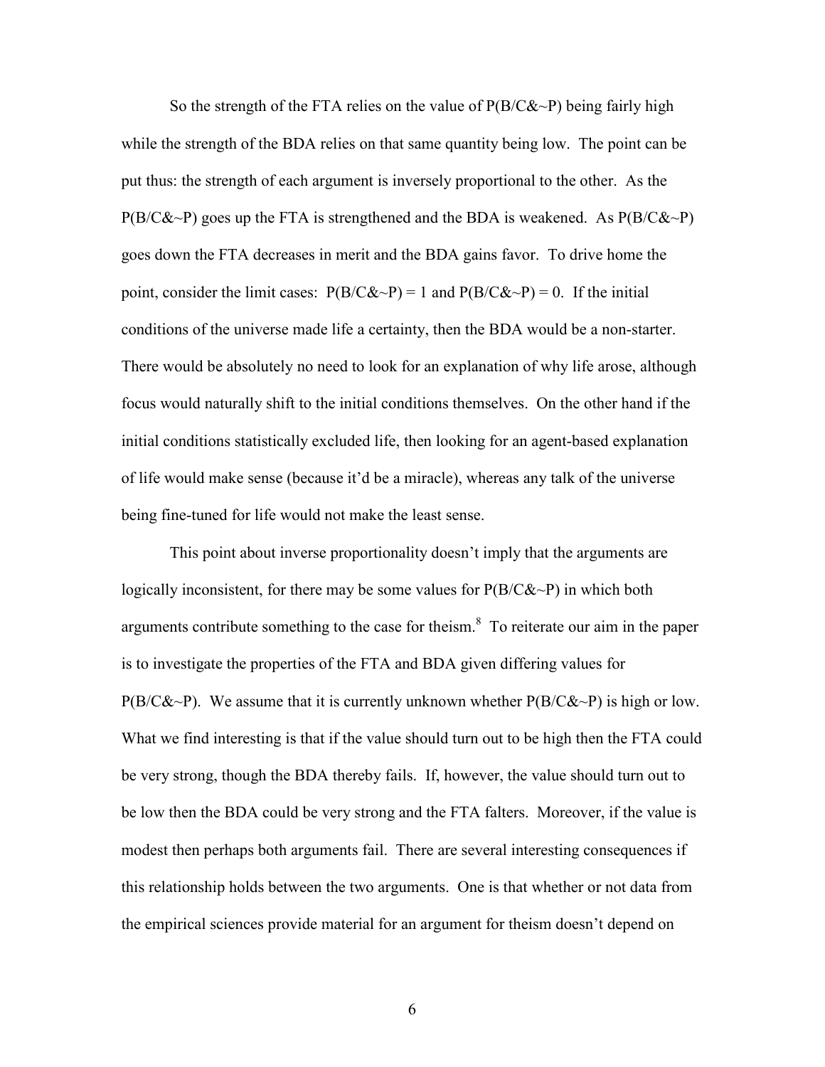So the strength of the FTA relies on the value of $P(B/C\&{\sim}P)$ being fairly high while the strength of the BDA relies on that same quantity being low. The point can be put thus: the strength of each argument is inversely proportional to the other. As the $P(B/C\&{\sim}P)$ goes up the FTA is strengthened and the BDA is weakened. As $P(B/C\&{\sim}P)$ goes down the FTA decreases in merit and the BDA gains favor. To drive home the point, consider the limit cases: $P(B/C\&{\sim}P) = 1$ and $P(B/C\&{\sim}P) = 0$. If the initial conditions of the universe made life a certainty, then the BDA would be a non-starter. There would be absolutely no need to look for an explanation of why life arose, although focus would naturally shift to the initial conditions themselves. On the other hand if the initial conditions statistically excluded life, then looking for an agent-based explanation of life would make sense (because it'd be a miracle), whereas any talk of the universe being fine-tuned for life would not make the least sense.

This point about inverse proportionality doesn't imply that the arguments are logically inconsistent, for there may be some values for $P(B/C\&{\sim}P)$ in which both arguments contribute something to the case for theism.[8] To reiterate our aim in the paper is to investigate the properties of the FTA and BDA given differing values for $P(B/C\&{\sim}P)$. We assume that it is currently unknown whether $P(B/C\&{\sim}P)$ is high or low. What we find interesting is that if the value should turn out to be high then the FTA could be very strong, though the BDA thereby fails. If, however, the value should turn out to be low then the BDA could be very strong and the FTA falters. Moreover, if the value is modest then perhaps both arguments fail. There are several interesting consequences if this relationship holds between the two arguments. One is that whether or not data from the empirical sciences provide material for an argument for theism doesn't depend on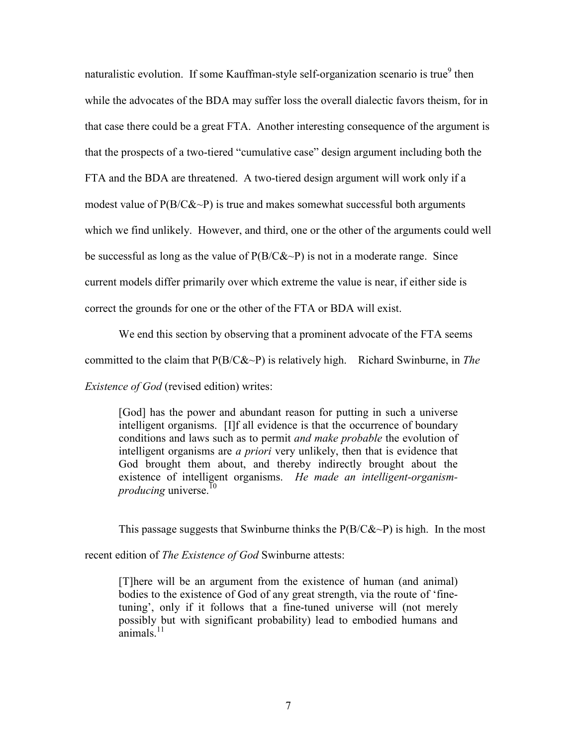naturalistic evolution. If some Kauffman-style self-organization scenario is true[9] then while the advocates of the BDA may suffer loss the overall dialectic favors theism, for in that case there could be a great FTA. Another interesting consequence of the argument is that the prospects of a two-tiered "cumulative case" design argument including both the FTA and the BDA are threatened. A two-tiered design argument will work only if a modest value of P(B/C&~P) is true and makes somewhat successful both arguments which we find unlikely. However, and third, one or the other of the arguments could well be successful as long as the value of P(B/C&~P) is not in a moderate range. Since current models differ primarily over which extreme the value is near, if either side is correct the grounds for one or the other of the FTA or BDA will exist.

We end this section by observing that a prominent advocate of the FTA seems committed to the claim that P(B/C&~P) is relatively high. Richard Swinburne, in *The Existence of God* (revised edition) writes:

> [God] has the power and abundant reason for putting in such a universe intelligent organisms. [I]f all evidence is that the occurrence of boundary conditions and laws such as to permit *and make probable* the evolution of intelligent organisms are *a priori* very unlikely, then that is evidence that God brought them about, and thereby indirectly brought about the existence of intelligent organisms. *He made an intelligent-organism-producing* universe.[10]

This passage suggests that Swinburne thinks the P(B/C&~P) is high. In the most recent edition of *The Existence of God* Swinburne attests:

> [T]here will be an argument from the existence of human (and animal) bodies to the existence of God of any great strength, via the route of 'fine-tuning', only if it follows that a fine-tuned universe will (not merely possibly but with significant probability) lead to embodied humans and animals.[11]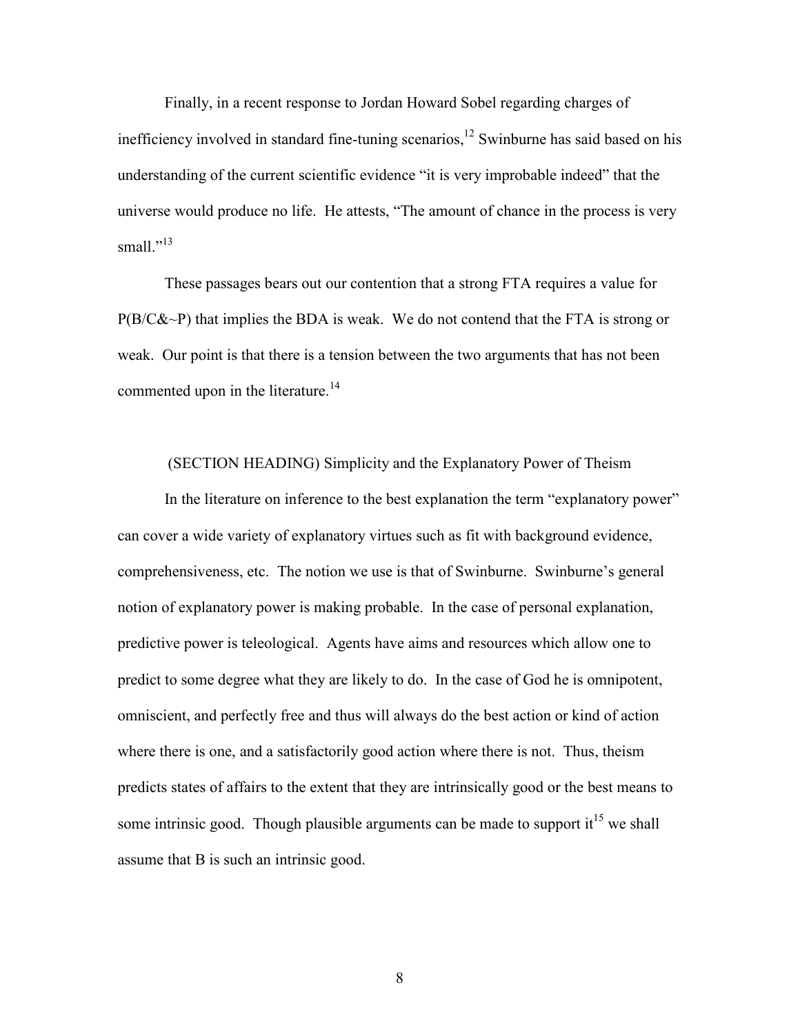Finally, in a recent response to Jordan Howard Sobel regarding charges of inefficiency involved in standard fine-tuning scenarios,[12] Swinburne has said based on his understanding of the current scientific evidence "it is very improbable indeed" that the universe would produce no life. He attests, "The amount of chance in the process is very small."[13]

These passages bears out our contention that a strong FTA requires a value for $P(B/C\&{\sim}P)$ that implies the BDA is weak. We do not contend that the FTA is strong or weak. Our point is that there is a tension between the two arguments that has not been commented upon in the literature.[14]

## (SECTION HEADING) Simplicity and the Explanatory Power of Theism

In the literature on inference to the best explanation the term "explanatory power" can cover a wide variety of explanatory virtues such as fit with background evidence, comprehensiveness, etc. The notion we use is that of Swinburne. Swinburne's general notion of explanatory power is making probable. In the case of personal explanation, predictive power is teleological. Agents have aims and resources which allow one to predict to some degree what they are likely to do. In the case of God he is omnipotent, omniscient, and perfectly free and thus will always do the best action or kind of action where there is one, and a satisfactorily good action where there is not. Thus, theism predicts states of affairs to the extent that they are intrinsically good or the best means to some intrinsic good. Though plausible arguments can be made to support it[15] we shall assume that B is such an intrinsic good.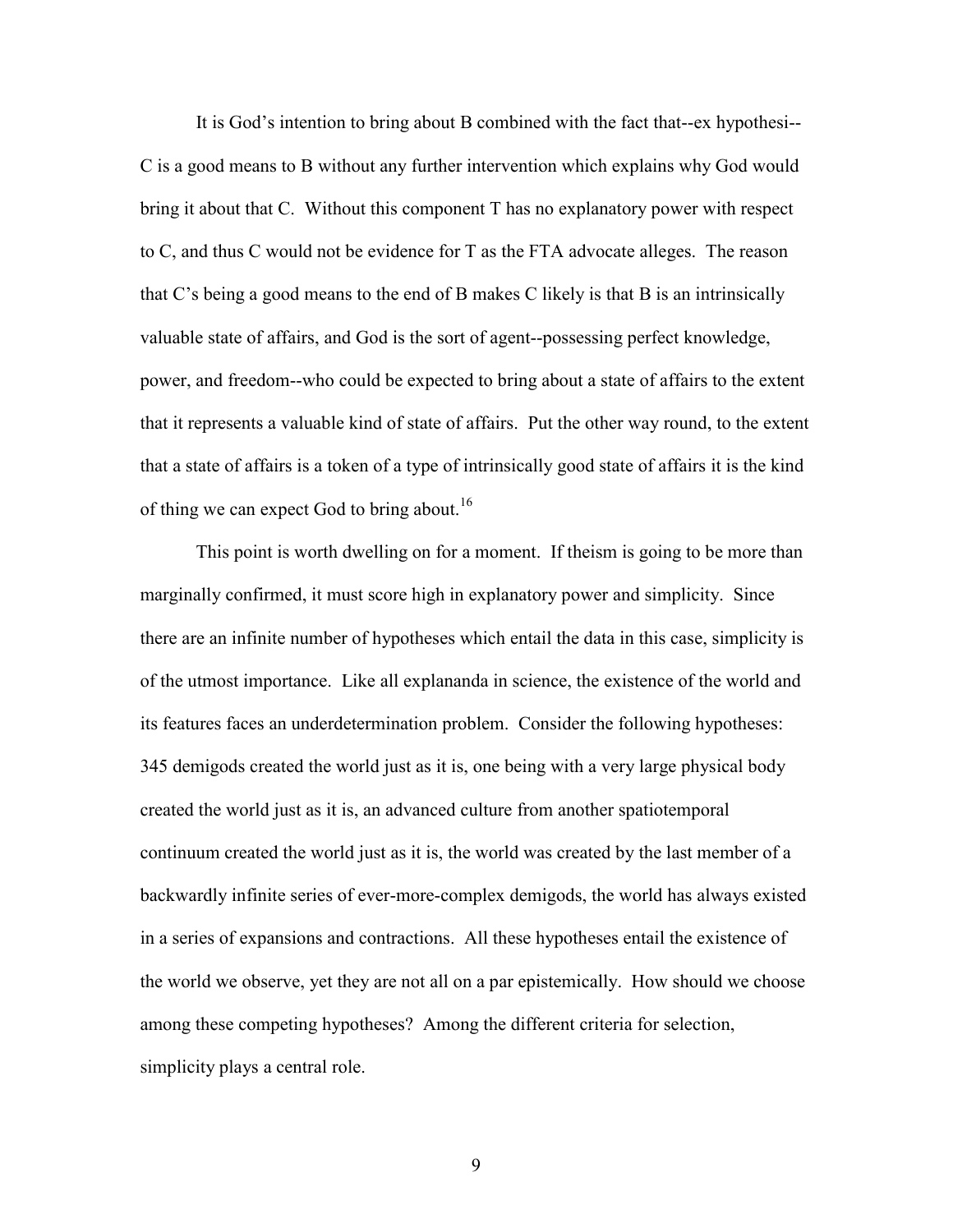It is God's intention to bring about B combined with the fact that--ex hypothesi--C is a good means to B without any further intervention which explains why God would bring it about that C. Without this component T has no explanatory power with respect to C, and thus C would not be evidence for T as the FTA advocate alleges. The reason that C's being a good means to the end of B makes C likely is that B is an intrinsically valuable state of affairs, and God is the sort of agent--possessing perfect knowledge, power, and freedom--who could be expected to bring about a state of affairs to the extent that it represents a valuable kind of state of affairs. Put the other way round, to the extent that a state of affairs is a token of a type of intrinsically good state of affairs it is the kind of thing we can expect God to bring about.[16]

This point is worth dwelling on for a moment. If theism is going to be more than marginally confirmed, it must score high in explanatory power and simplicity. Since there are an infinite number of hypotheses which entail the data in this case, simplicity is of the utmost importance. Like all explananda in science, the existence of the world and its features faces an underdetermination problem. Consider the following hypotheses: 345 demigods created the world just as it is, one being with a very large physical body created the world just as it is, an advanced culture from another spatiotemporal continuum created the world just as it is, the world was created by the last member of a backwardly infinite series of ever-more-complex demigods, the world has always existed in a series of expansions and contractions. All these hypotheses entail the existence of the world we observe, yet they are not all on a par epistemically. How should we choose among these competing hypotheses? Among the different criteria for selection, simplicity plays a central role.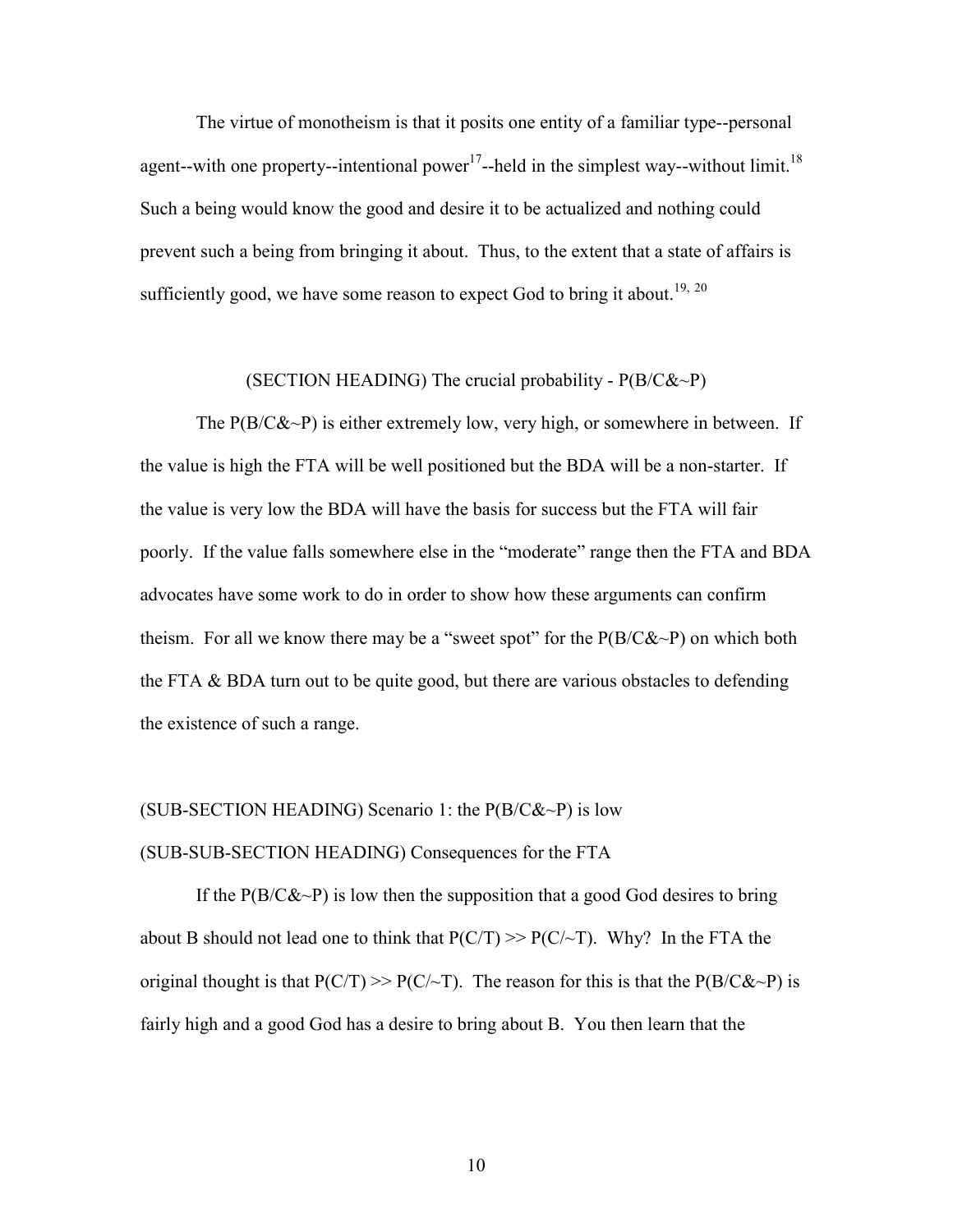The virtue of monotheism is that it posits one entity of a familiar type--personal agent--with one property--intentional power[17]--held in the simplest way--without limit.[18] Such a being would know the good and desire it to be actualized and nothing could prevent such a being from bringing it about. Thus, to the extent that a state of affairs is sufficiently good, we have some reason to expect God to bring it about.[19, 20]

## (SECTION HEADING) The crucial probability - P(B/C&~P)

The P(B/C&~P) is either extremely low, very high, or somewhere in between. If the value is high the FTA will be well positioned but the BDA will be a non-starter. If the value is very low the BDA will have the basis for success but the FTA will fair poorly. If the value falls somewhere else in the "moderate" range then the FTA and BDA advocates have some work to do in order to show how these arguments can confirm theism. For all we know there may be a "sweet spot" for the P(B/C&~P) on which both the FTA & BDA turn out to be quite good, but there are various obstacles to defending the existence of such a range.

### (SUB-SECTION HEADING) Scenario 1: the P(B/C&~P) is low

#### (SUB-SUB-SECTION HEADING) Consequences for the FTA

If the P(B/C&~P) is low then the supposition that a good God desires to bring about B should not lead one to think that P(C/T) >> P(C/~T). Why? In the FTA the original thought is that P(C/T) >> P(C/~T). The reason for this is that the P(B/C&~P) is fairly high and a good God has a desire to bring about B. You then learn that the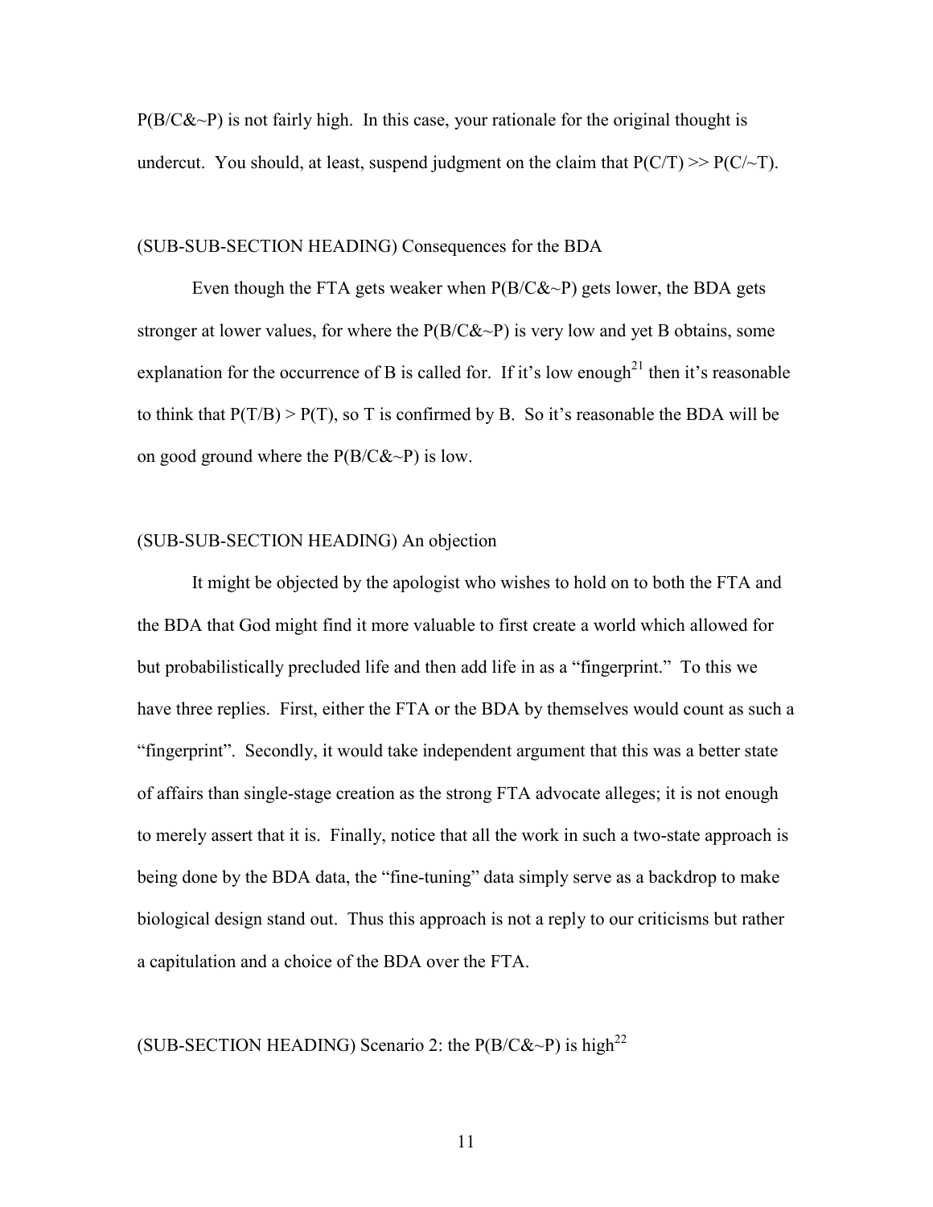P(B/C&~P) is not fairly high. In this case, your rationale for the original thought is undercut. You should, at least, suspend judgment on the claim that P(C/T) >> P(C/~T).

(SUB-SUB-SECTION HEADING) Consequences for the BDA

Even though the FTA gets weaker when P(B/C&~P) gets lower, the BDA gets stronger at lower values, for where the P(B/C&~P) is very low and yet B obtains, some explanation for the occurrence of B is called for. If it's low enough[21] then it's reasonable to think that P(T/B) > P(T), so T is confirmed by B. So it's reasonable the BDA will be on good ground where the P(B/C&~P) is low.

(SUB-SUB-SECTION HEADING) An objection

It might be objected by the apologist who wishes to hold on to both the FTA and the BDA that God might find it more valuable to first create a world which allowed for but probabilistically precluded life and then add life in as a "fingerprint." To this we have three replies. First, either the FTA or the BDA by themselves would count as such a "fingerprint". Secondly, it would take independent argument that this was a better state of affairs than single-stage creation as the strong FTA advocate alleges; it is not enough to merely assert that it is. Finally, notice that all the work in such a two-state approach is being done by the BDA data, the "fine-tuning" data simply serve as a backdrop to make biological design stand out. Thus this approach is not a reply to our criticisms but rather a capitulation and a choice of the BDA over the FTA.

(SUB-SECTION HEADING) Scenario 2: the P(B/C&~P) is high[22]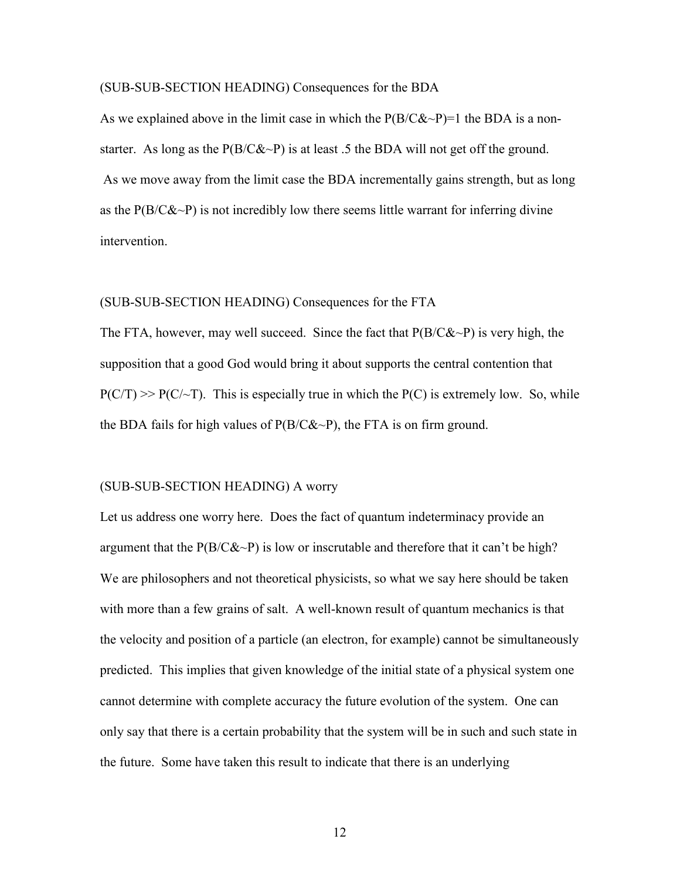(SUB-SUB-SECTION HEADING) Consequences for the BDA

As we explained above in the limit case in which the $P(B/C\&{\sim}P)=1$ the BDA is a non-starter. As long as the $P(B/C\&{\sim}P)$ is at least .5 the BDA will not get off the ground. As we move away from the limit case the BDA incrementally gains strength, but as long as the $P(B/C\&{\sim}P)$ is not incredibly low there seems little warrant for inferring divine intervention.

(SUB-SUB-SECTION HEADING) Consequences for the FTA

The FTA, however, may well succeed. Since the fact that $P(B/C\&{\sim}P)$ is very high, the supposition that a good God would bring it about supports the central contention that $P(C/T) >> P(C/{\sim}T)$. This is especially true in which the $P(C)$ is extremely low. So, while the BDA fails for high values of $P(B/C\&{\sim}P)$, the FTA is on firm ground.

(SUB-SUB-SECTION HEADING) A worry

Let us address one worry here. Does the fact of quantum indeterminacy provide an argument that the $P(B/C\&{\sim}P)$ is low or inscrutable and therefore that it can't be high? We are philosophers and not theoretical physicists, so what we say here should be taken with more than a few grains of salt. A well-known result of quantum mechanics is that the velocity and position of a particle (an electron, for example) cannot be simultaneously predicted. This implies that given knowledge of the initial state of a physical system one cannot determine with complete accuracy the future evolution of the system. One can only say that there is a certain probability that the system will be in such and such state in the future. Some have taken this result to indicate that there is an underlying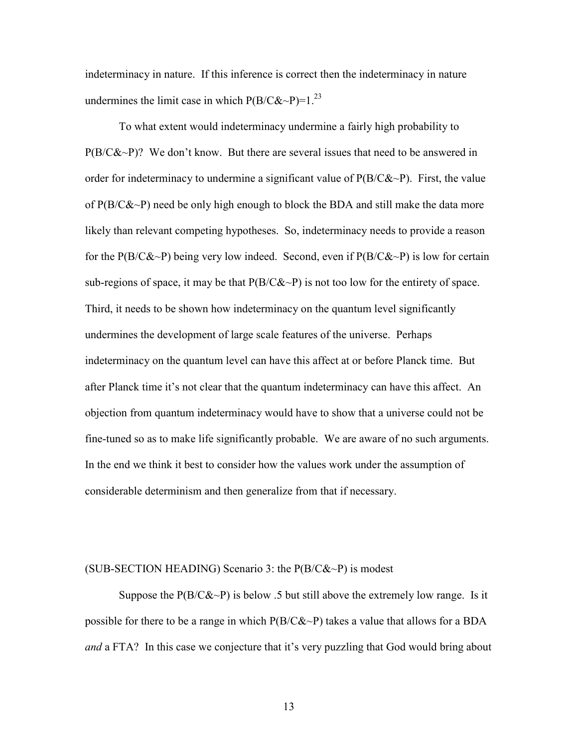indeterminacy in nature. If this inference is correct then the indeterminacy in nature undermines the limit case in which P(B/C&~P)=1.[23]

To what extent would indeterminacy undermine a fairly high probability to P(B/C&~P)? We don't know. But there are several issues that need to be answered in order for indeterminacy to undermine a significant value of P(B/C&~P). First, the value of P(B/C&~P) need be only high enough to block the BDA and still make the data more likely than relevant competing hypotheses. So, indeterminacy needs to provide a reason for the P(B/C&~P) being very low indeed. Second, even if P(B/C&~P) is low for certain sub-regions of space, it may be that P(B/C&~P) is not too low for the entirety of space. Third, it needs to be shown how indeterminacy on the quantum level significantly undermines the development of large scale features of the universe. Perhaps indeterminacy on the quantum level can have this affect at or before Planck time. But after Planck time it's not clear that the quantum indeterminacy can have this affect. An objection from quantum indeterminacy would have to show that a universe could not be fine-tuned so as to make life significantly probable. We are aware of no such arguments. In the end we think it best to consider how the values work under the assumption of considerable determinism and then generalize from that if necessary.

(SUB-SECTION HEADING) Scenario 3: the P(B/C&~P) is modest

Suppose the P(B/C&~P) is below .5 but still above the extremely low range. Is it possible for there to be a range in which P(B/C&~P) takes a value that allows for a BDA *and* a FTA? In this case we conjecture that it's very puzzling that God would bring about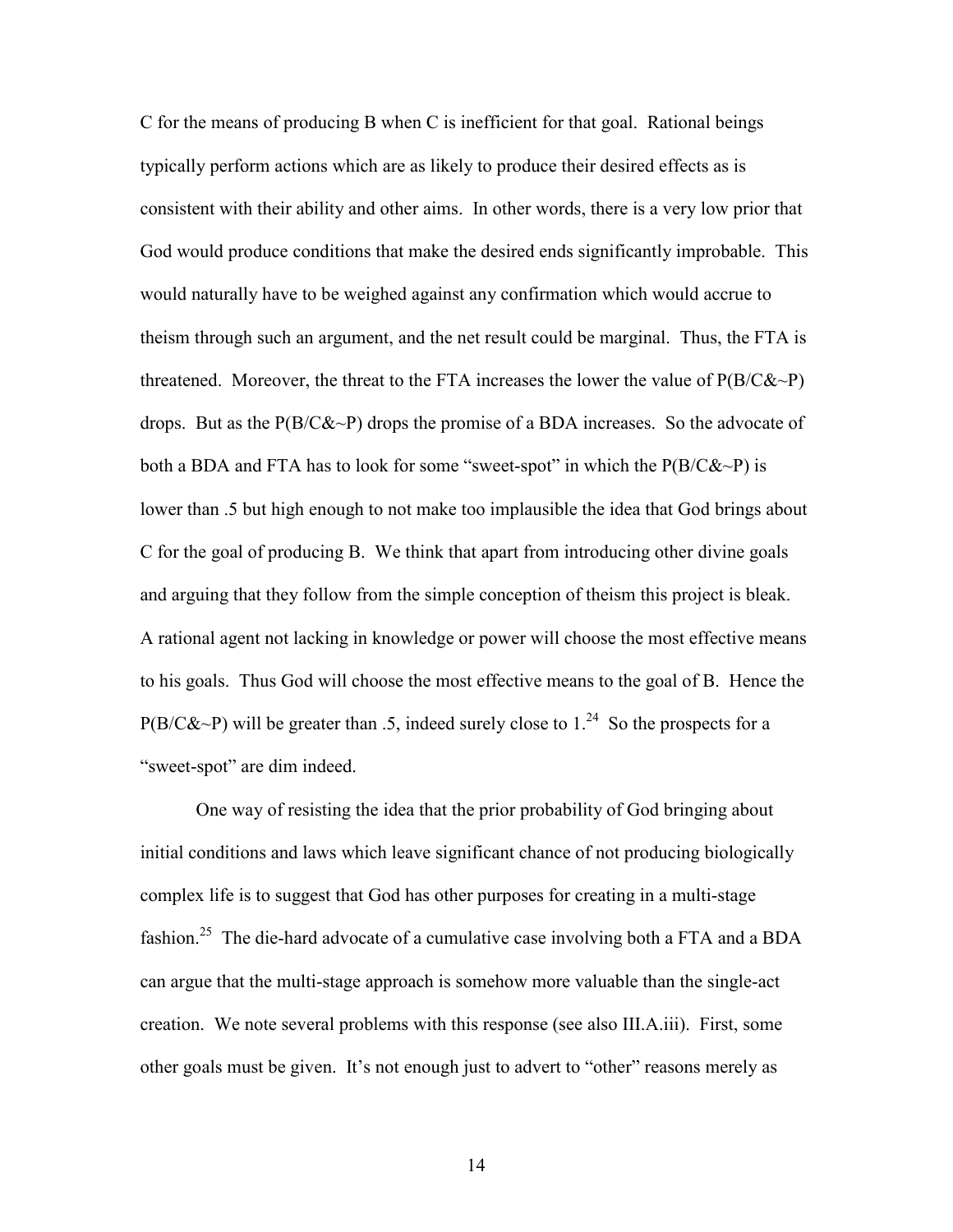C for the means of producing B when C is inefficient for that goal. Rational beings typically perform actions which are as likely to produce their desired effects as is consistent with their ability and other aims. In other words, there is a very low prior that God would produce conditions that make the desired ends significantly improbable. This would naturally have to be weighed against any confirmation which would accrue to theism through such an argument, and the net result could be marginal. Thus, the FTA is threatened. Moreover, the threat to the FTA increases the lower the value of P(B/C&~P) drops. But as the P(B/C&~P) drops the promise of a BDA increases. So the advocate of both a BDA and FTA has to look for some "sweet-spot" in which the P(B/C&~P) is lower than .5 but high enough to not make too implausible the idea that God brings about C for the goal of producing B. We think that apart from introducing other divine goals and arguing that they follow from the simple conception of theism this project is bleak. A rational agent not lacking in knowledge or power will choose the most effective means to his goals. Thus God will choose the most effective means to the goal of B. Hence the P(B/C&~P) will be greater than .5, indeed surely close to 1.[24] So the prospects for a "sweet-spot" are dim indeed.

One way of resisting the idea that the prior probability of God bringing about initial conditions and laws which leave significant chance of not producing biologically complex life is to suggest that God has other purposes for creating in a multi-stage fashion.[25] The die-hard advocate of a cumulative case involving both a FTA and a BDA can argue that the multi-stage approach is somehow more valuable than the single-act creation. We note several problems with this response (see also III.A.iii). First, some other goals must be given. It's not enough just to advert to "other" reasons merely as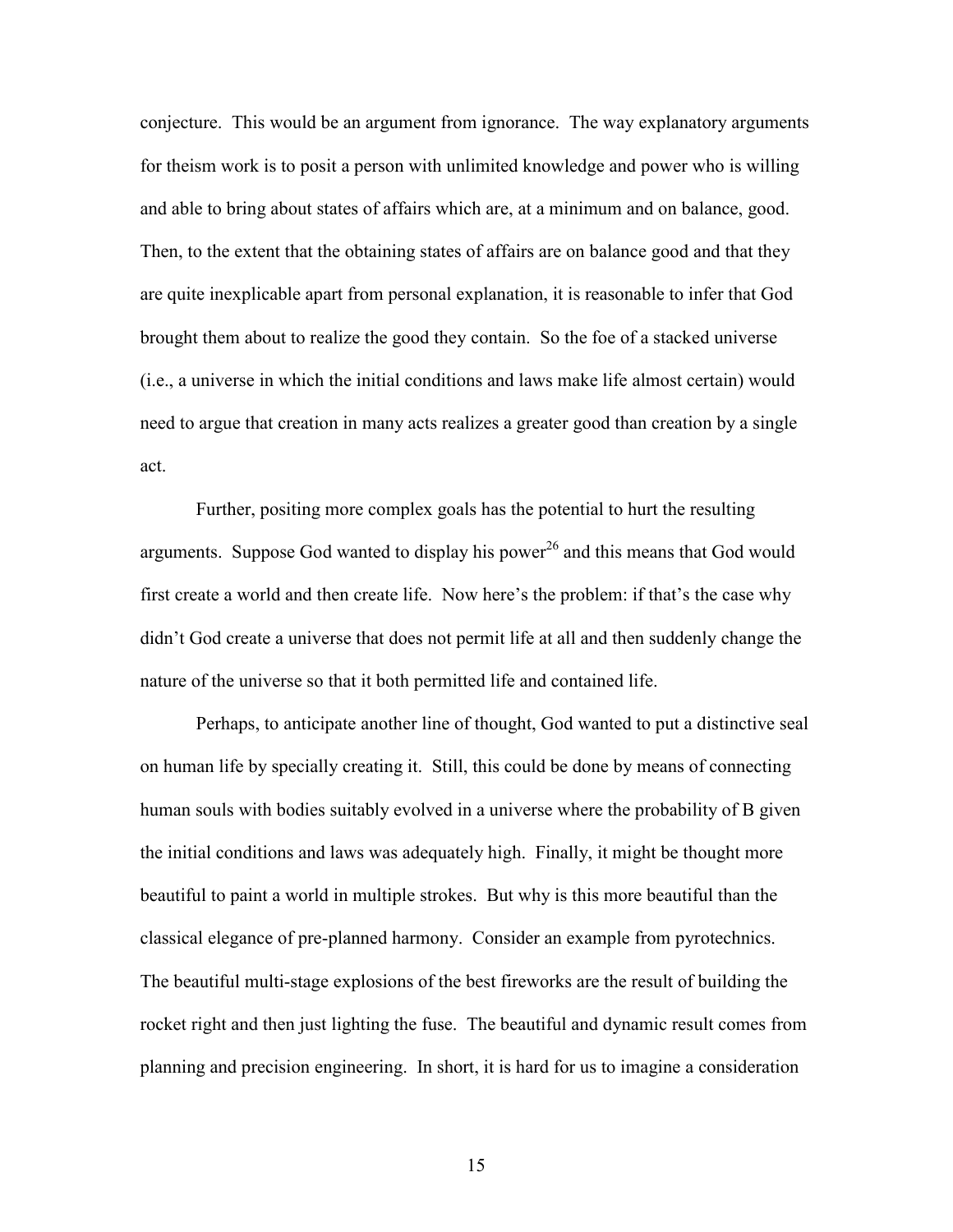conjecture. This would be an argument from ignorance. The way explanatory arguments for theism work is to posit a person with unlimited knowledge and power who is willing and able to bring about states of affairs which are, at a minimum and on balance, good. Then, to the extent that the obtaining states of affairs are on balance good and that they are quite inexplicable apart from personal explanation, it is reasonable to infer that God brought them about to realize the good they contain. So the foe of a stacked universe (i.e., a universe in which the initial conditions and laws make life almost certain) would need to argue that creation in many acts realizes a greater good than creation by a single act.

Further, positing more complex goals has the potential to hurt the resulting arguments. Suppose God wanted to display his power[26] and this means that God would first create a world and then create life. Now here's the problem: if that's the case why didn't God create a universe that does not permit life at all and then suddenly change the nature of the universe so that it both permitted life and contained life.

Perhaps, to anticipate another line of thought, God wanted to put a distinctive seal on human life by specially creating it. Still, this could be done by means of connecting human souls with bodies suitably evolved in a universe where the probability of B given the initial conditions and laws was adequately high. Finally, it might be thought more beautiful to paint a world in multiple strokes. But why is this more beautiful than the classical elegance of pre-planned harmony. Consider an example from pyrotechnics. The beautiful multi-stage explosions of the best fireworks are the result of building the rocket right and then just lighting the fuse. The beautiful and dynamic result comes from planning and precision engineering. In short, it is hard for us to imagine a consideration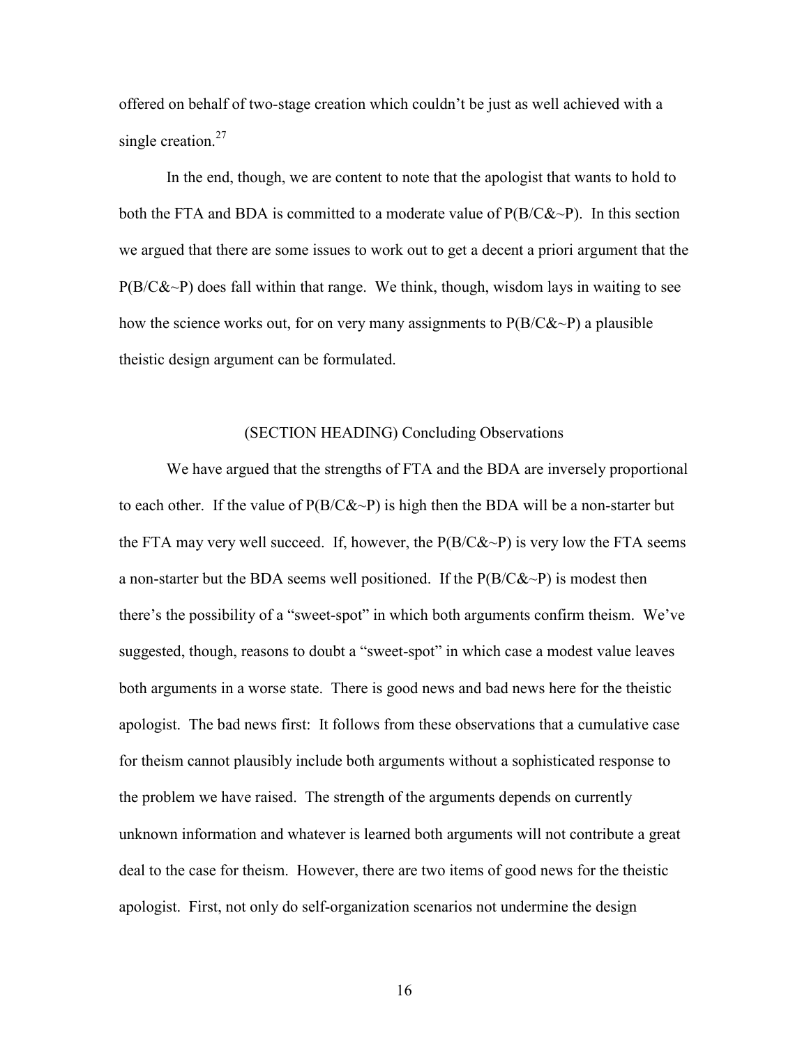offered on behalf of two-stage creation which couldn't be just as well achieved with a single creation.[27]

In the end, though, we are content to note that the apologist that wants to hold to both the FTA and BDA is committed to a moderate value of P(B/C&~P). In this section we argued that there are some issues to work out to get a decent a priori argument that the P(B/C&~P) does fall within that range. We think, though, wisdom lays in waiting to see how the science works out, for on very many assignments to P(B/C&~P) a plausible theistic design argument can be formulated.

## (SECTION HEADING) Concluding Observations

We have argued that the strengths of FTA and the BDA are inversely proportional to each other. If the value of P(B/C&~P) is high then the BDA will be a non-starter but the FTA may very well succeed. If, however, the P(B/C&~P) is very low the FTA seems a non-starter but the BDA seems well positioned. If the P(B/C&~P) is modest then there's the possibility of a "sweet-spot" in which both arguments confirm theism. We've suggested, though, reasons to doubt a "sweet-spot" in which case a modest value leaves both arguments in a worse state. There is good news and bad news here for the theistic apologist. The bad news first: It follows from these observations that a cumulative case for theism cannot plausibly include both arguments without a sophisticated response to the problem we have raised. The strength of the arguments depends on currently unknown information and whatever is learned both arguments will not contribute a great deal to the case for theism. However, there are two items of good news for the theistic apologist. First, not only do self-organization scenarios not undermine the design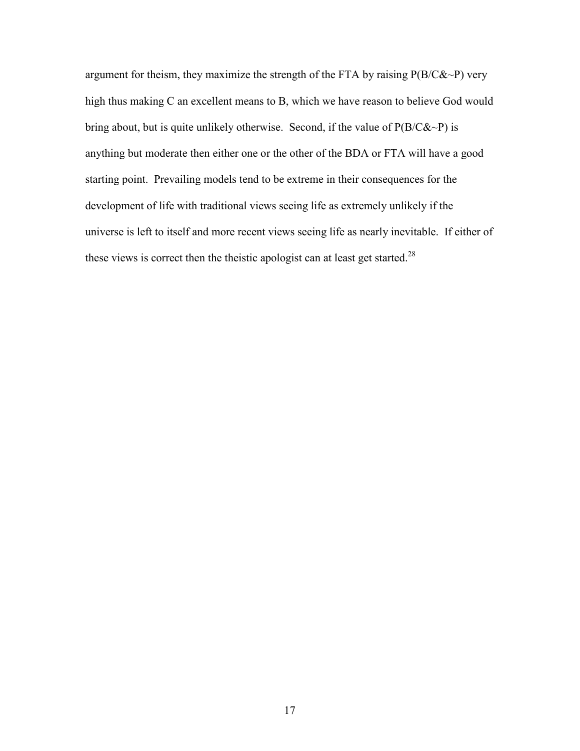argument for theism, they maximize the strength of the FTA by raising $P(B/C\&{\sim}P)$ very high thus making C an excellent means to B, which we have reason to believe God would bring about, but is quite unlikely otherwise. Second, if the value of $P(B/C\&{\sim}P)$ is anything but moderate then either one or the other of the BDA or FTA will have a good starting point. Prevailing models tend to be extreme in their consequences for the development of life with traditional views seeing life as extremely unlikely if the universe is left to itself and more recent views seeing life as nearly inevitable. If either of these views is correct then the theistic apologist can at least get started.[28]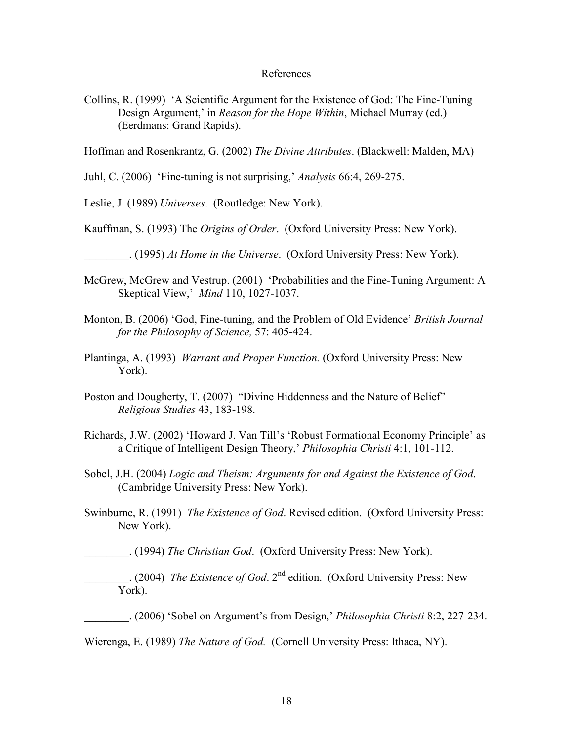# References

Collins, R. (1999) 'A Scientific Argument for the Existence of God: The Fine-Tuning Design Argument,' in *Reason for the Hope Within*, Michael Murray (ed.) (Eerdmans: Grand Rapids).

Hoffman and Rosenkrantz, G. (2002) *The Divine Attributes*. (Blackwell: Malden, MA)

Juhl, C. (2006) 'Fine-tuning is not surprising,' *Analysis* 66:4, 269-275.

Leslie, J. (1989) *Universes*. (Routledge: New York).

Kauffman, S. (1993) The *Origins of Order*. (Oxford University Press: New York).

________. (1995) *At Home in the Universe*. (Oxford University Press: New York).

McGrew, McGrew and Vestrup. (2001) 'Probabilities and the Fine-Tuning Argument: A Skeptical View,' *Mind* 110, 1027-1037.

Monton, B. (2006) 'God, Fine-tuning, and the Problem of Old Evidence' *British Journal for the Philosophy of Science,* 57: 405-424.

Plantinga, A. (1993) *Warrant and Proper Function.* (Oxford University Press: New York).

Poston and Dougherty, T. (2007) "Divine Hiddenness and the Nature of Belief" *Religious Studies* 43, 183-198.

Richards, J.W. (2002) 'Howard J. Van Till's 'Robust Formational Economy Principle' as a Critique of Intelligent Design Theory,' *Philosophia Christi* 4:1, 101-112.

Sobel, J.H. (2004) *Logic and Theism: Arguments for and Against the Existence of God*. (Cambridge University Press: New York).

Swinburne, R. (1991) *The Existence of God*. Revised edition. (Oxford University Press: New York).

________. (1994) *The Christian God*. (Oxford University Press: New York).

________. (2004) *The Existence of God*. 2nd edition. (Oxford University Press: New York).

________. (2006) 'Sobel on Argument's from Design,' *Philosophia Christi* 8:2, 227-234.

Wierenga, E. (1989) *The Nature of God.* (Cornell University Press: Ithaca, NY).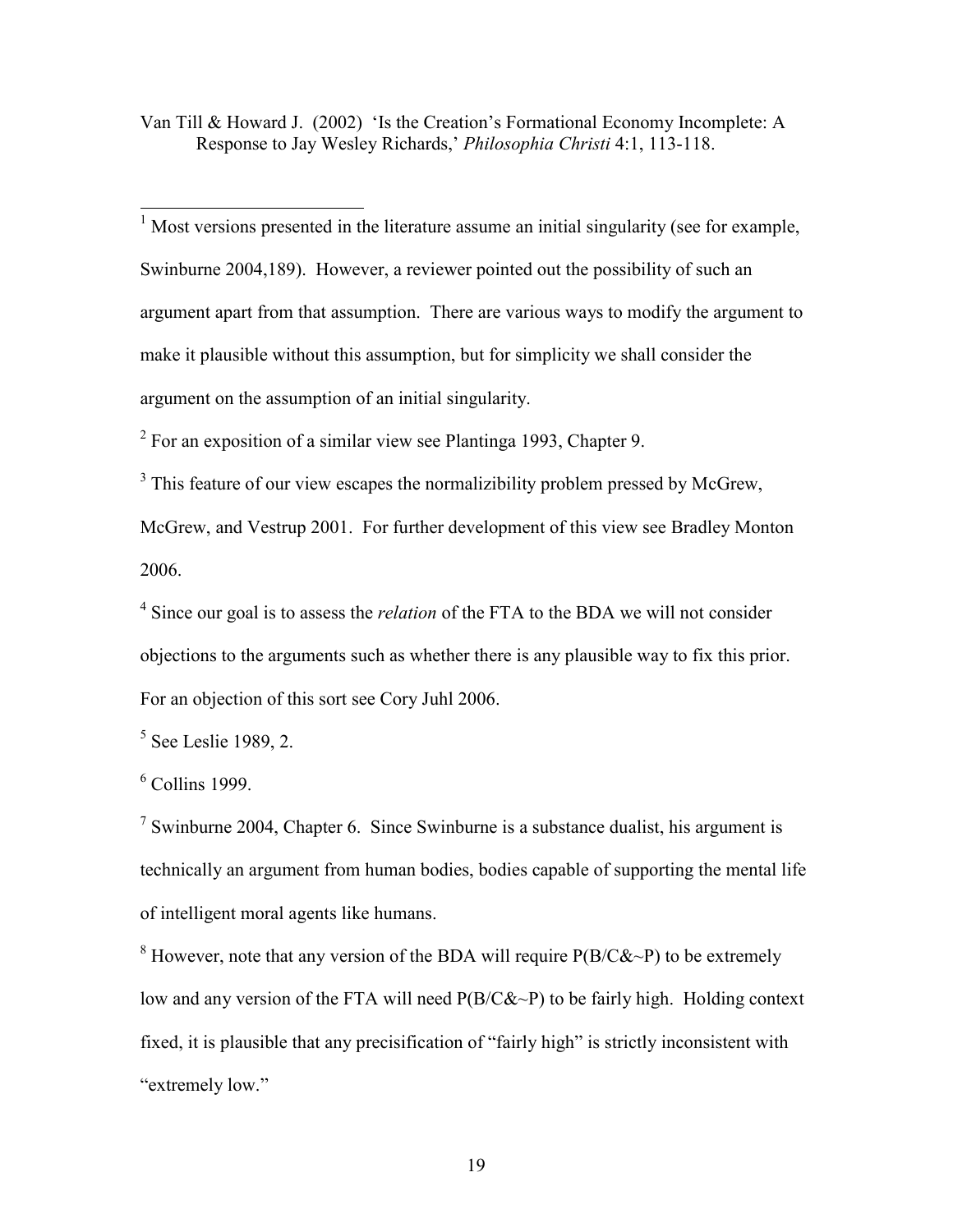Van Till & Howard J. (2002) 'Is the Creation's Formational Economy Incomplete: A Response to Jay Wesley Richards,' *Philosophia Christi* 4:1, 113-118.

---

[1] Most versions presented in the literature assume an initial singularity (see for example, Swinburne 2004,189). However, a reviewer pointed out the possibility of such an argument apart from that assumption. There are various ways to modify the argument to make it plausible without this assumption, but for simplicity we shall consider the argument on the assumption of an initial singularity.

[2] For an exposition of a similar view see Plantinga 1993, Chapter 9.

[3] This feature of our view escapes the normalizibility problem pressed by McGrew, McGrew, and Vestrup 2001. For further development of this view see Bradley Monton 2006.

[4] Since our goal is to assess the *relation* of the FTA to the BDA we will not consider objections to the arguments such as whether there is any plausible way to fix this prior. For an objection of this sort see Cory Juhl 2006.

[5] See Leslie 1989, 2.

[6] Collins 1999.

[7] Swinburne 2004, Chapter 6. Since Swinburne is a substance dualist, his argument is technically an argument from human bodies, bodies capable of supporting the mental life of intelligent moral agents like humans.

[8] However, note that any version of the BDA will require $P(B/C\&{\sim}P)$ to be extremely low and any version of the FTA will need $P(B/C\&{\sim}P)$ to be fairly high. Holding context fixed, it is plausible that any precisification of "fairly high" is strictly inconsistent with "extremely low."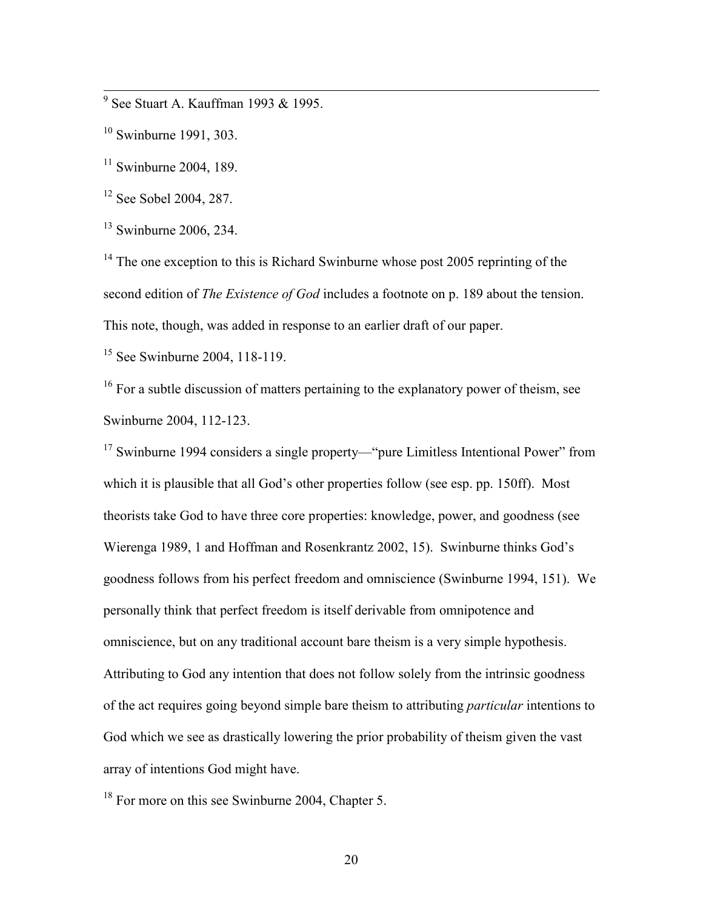[9] See Stuart A. Kauffman 1993 & 1995.

[10] Swinburne 1991, 303.

[11] Swinburne 2004, 189.

[12] See Sobel 2004, 287.

[13] Swinburne 2006, 234.

[14] The one exception to this is Richard Swinburne whose post 2005 reprinting of the second edition of *The Existence of God* includes a footnote on p. 189 about the tension. This note, though, was added in response to an earlier draft of our paper.

[15] See Swinburne 2004, 118-119.

[16] For a subtle discussion of matters pertaining to the explanatory power of theism, see Swinburne 2004, 112-123.

[17] Swinburne 1994 considers a single property—"pure Limitless Intentional Power" from which it is plausible that all God's other properties follow (see esp. pp. 150ff). Most theorists take God to have three core properties: knowledge, power, and goodness (see Wierenga 1989, 1 and Hoffman and Rosenkrantz 2002, 15). Swinburne thinks God's goodness follows from his perfect freedom and omniscience (Swinburne 1994, 151). We personally think that perfect freedom is itself derivable from omnipotence and omniscience, but on any traditional account bare theism is a very simple hypothesis. Attributing to God any intention that does not follow solely from the intrinsic goodness of the act requires going beyond simple bare theism to attributing *particular* intentions to God which we see as drastically lowering the prior probability of theism given the vast array of intentions God might have.

[18] For more on this see Swinburne 2004, Chapter 5.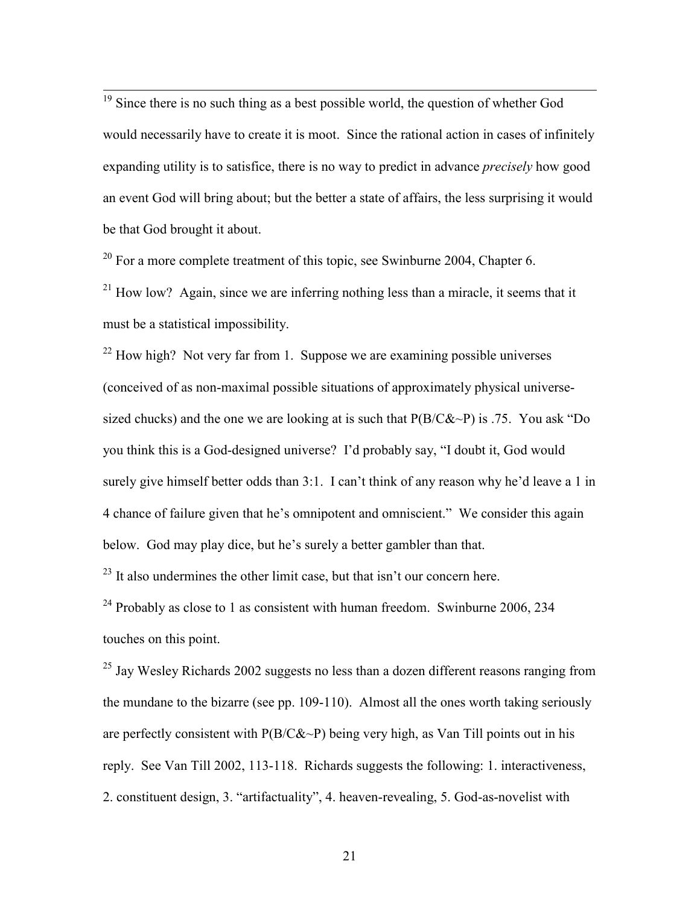[19] Since there is no such thing as a best possible world, the question of whether God would necessarily have to create it is moot. Since the rational action in cases of infinitely expanding utility is to satisfice, there is no way to predict in advance *precisely* how good an event God will bring about; but the better a state of affairs, the less surprising it would be that God brought it about.

[20] For a more complete treatment of this topic, see Swinburne 2004, Chapter 6.

[21] How low? Again, since we are inferring nothing less than a miracle, it seems that it must be a statistical impossibility.

[22] How high? Not very far from 1. Suppose we are examining possible universes (conceived of as non-maximal possible situations of approximately physical universe-sized chucks) and the one we are looking at is such that P(B/C&~P) is .75. You ask "Do you think this is a God-designed universe? I'd probably say, "I doubt it, God would surely give himself better odds than 3:1. I can't think of any reason why he'd leave a 1 in 4 chance of failure given that he's omnipotent and omniscient." We consider this again below. God may play dice, but he's surely a better gambler than that.

[23] It also undermines the other limit case, but that isn't our concern here.

[24] Probably as close to 1 as consistent with human freedom. Swinburne 2006, 234 touches on this point.

[25] Jay Wesley Richards 2002 suggests no less than a dozen different reasons ranging from the mundane to the bizarre (see pp. 109-110). Almost all the ones worth taking seriously are perfectly consistent with P(B/C&~P) being very high, as Van Till points out in his reply. See Van Till 2002, 113-118. Richards suggests the following: 1. interactiveness, 2. constituent design, 3. "artifactuality", 4. heaven-revealing, 5. God-as-novelist with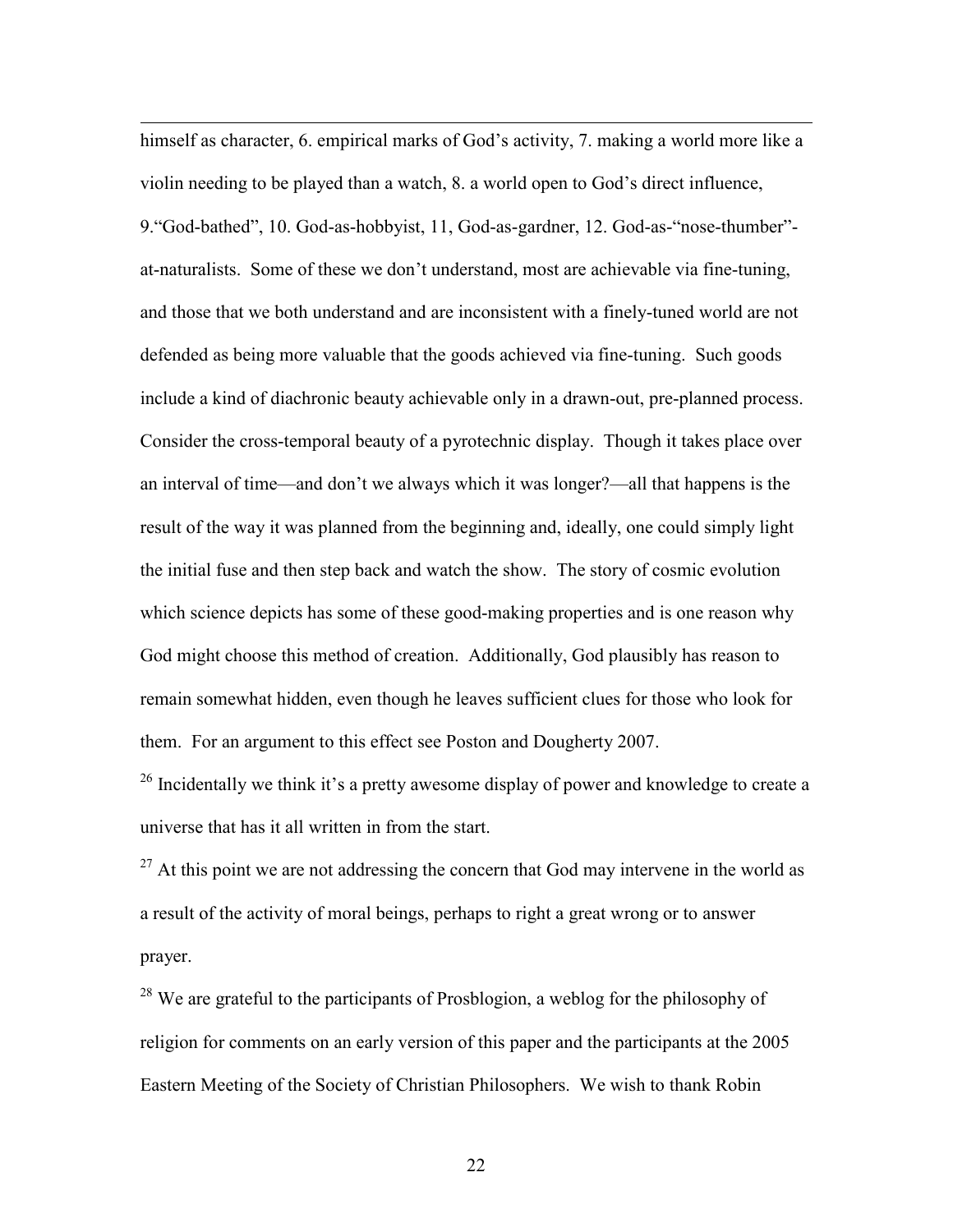himself as character, 6. empirical marks of God's activity, 7. making a world more like a violin needing to be played than a watch, 8. a world open to God's direct influence, 9."God-bathed", 10. God-as-hobbyist, 11, God-as-gardner, 12. God-as-"nose-thumber"-at-naturalists. Some of these we don't understand, most are achievable via fine-tuning, and those that we both understand and are inconsistent with a finely-tuned world are not defended as being more valuable that the goods achieved via fine-tuning. Such goods include a kind of diachronic beauty achievable only in a drawn-out, pre-planned process. Consider the cross-temporal beauty of a pyrotechnic display. Though it takes place over an interval of time—and don't we always which it was longer?—all that happens is the result of the way it was planned from the beginning and, ideally, one could simply light the initial fuse and then step back and watch the show. The story of cosmic evolution which science depicts has some of these good-making properties and is one reason why God might choose this method of creation. Additionally, God plausibly has reason to remain somewhat hidden, even though he leaves sufficient clues for those who look for them. For an argument to this effect see Poston and Dougherty 2007.

[26] Incidentally we think it's a pretty awesome display of power and knowledge to create a universe that has it all written in from the start.

[27] At this point we are not addressing the concern that God may intervene in the world as a result of the activity of moral beings, perhaps to right a great wrong or to answer prayer.

[28] We are grateful to the participants of Prosblogion, a weblog for the philosophy of religion for comments on an early version of this paper and the participants at the 2005 Eastern Meeting of the Society of Christian Philosophers. We wish to thank Robin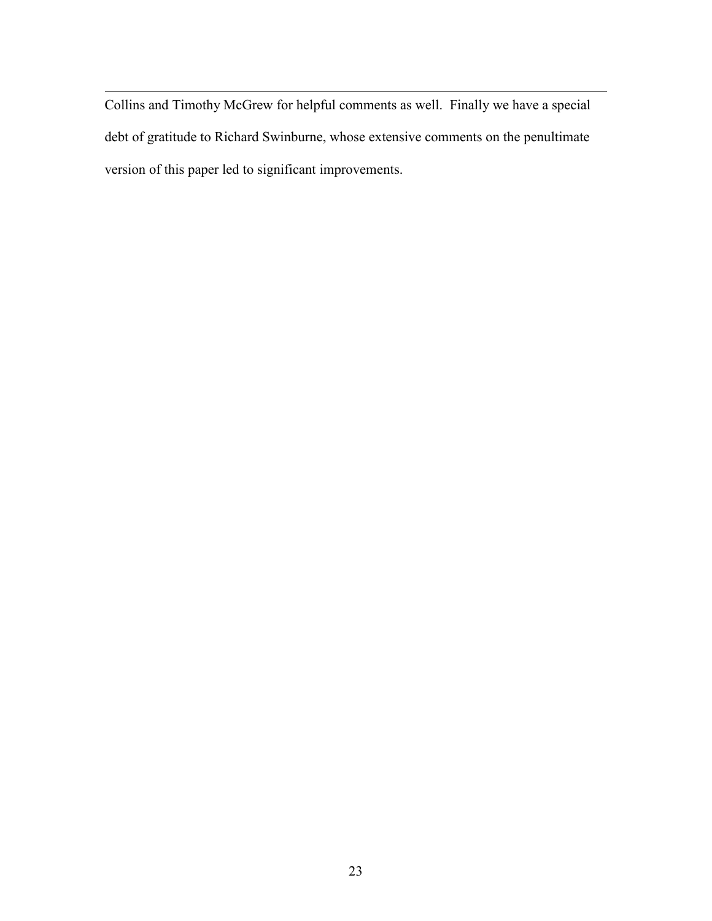Collins and Timothy McGrew for helpful comments as well. Finally we have a special debt of gratitude to Richard Swinburne, whose extensive comments on the penultimate version of this paper led to significant improvements.